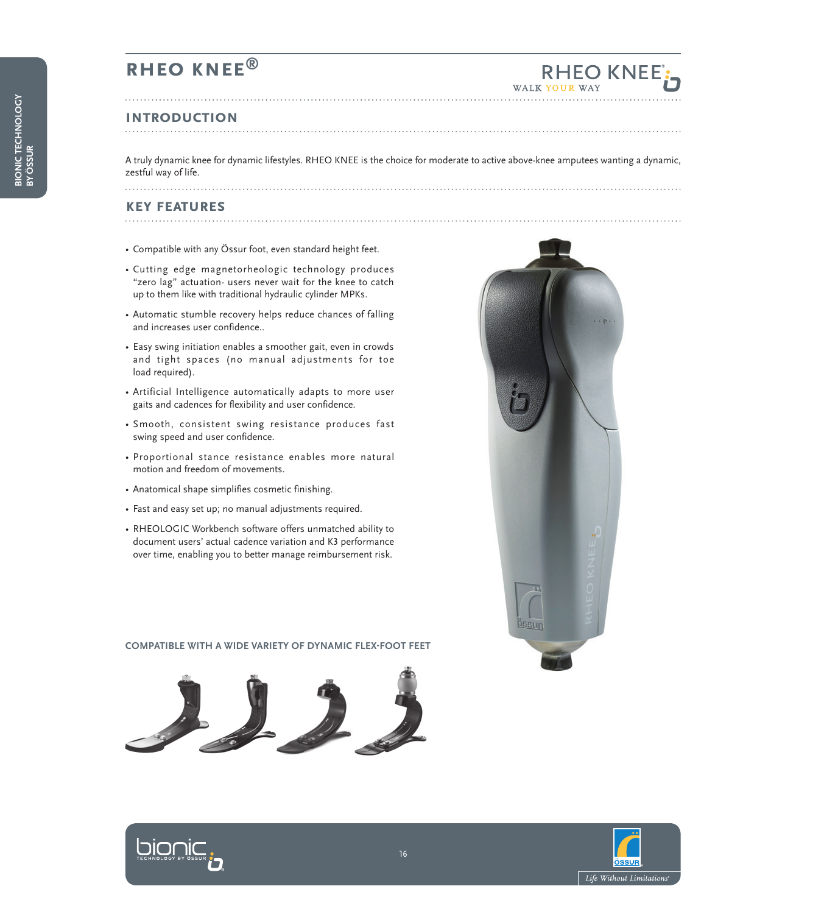# RHEO KNEE®

## INTRODUCTION

A truly dynamic knee for dynamic lifestyles. RHEO KNEE is the choice for moderate to active above-knee amputees wanting a dynamic, zestful way of life.

## KEY FEATURES

- Compatible with any Össur foot, even standard height feet.
- Cutting edge magnetorheologic technology produces "zero lag" actuation- users never wait for the knee to catch up to them like with traditional hydraulic cylinder MPKs.
- Automatic stumble recovery helps reduce chances of falling and increases user confidence..
- Easy swing initiation enables a smoother gait, even in crowds and tight spaces (no manual adjustments for toe load required).
- Artificial Intelligence automatically adapts to more user gaits and cadences for flexibility and user confidence.
- Smooth, consistent swing resistance produces fast swing speed and user confidence.
- Proportional stance resistance enables more natural motion and freedom of movements.
- Anatomical shape simplifies cosmetic finishing.
- Fast and easy set up; no manual adjustments required.
- RHEOLOGIC Workbench software offers unmatched ability to document users' actual cadence variation and K3 performance over time, enabling you to better manage reimbursement risk.

**COMPATIBLE WITH A WIDE VARIETY OF DYNAMIC FLEX-FOOT FEET**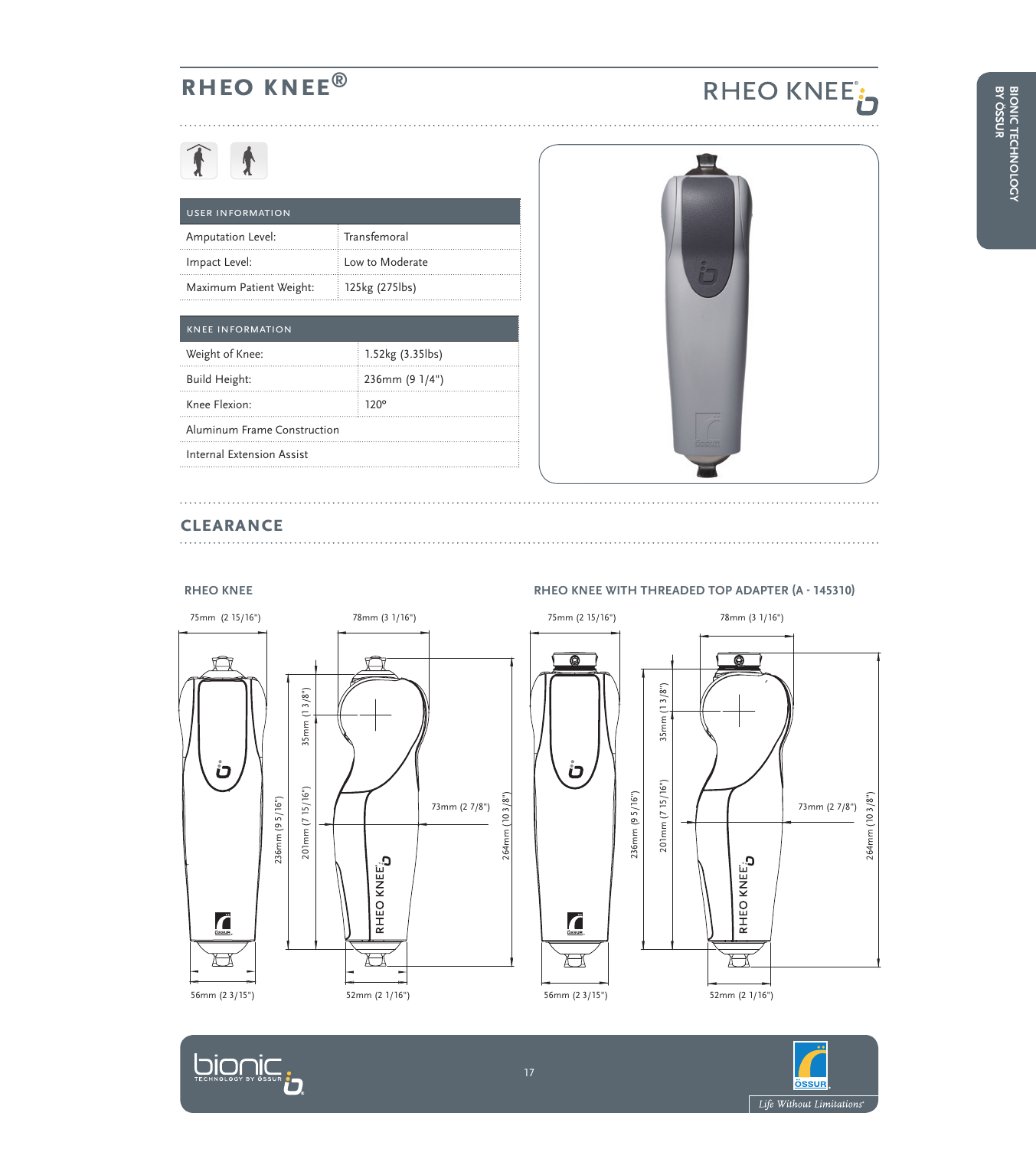# RHEO KNEE®

| USER INFORMATION | |
|---|---|
| Amputation Level: | Transfemoral |
| Impact Level: | Low to Moderate |
| Maximum Patient Weight: | 125kg (275lbs) |

| KNEE INFORMATION | |
|---|---|
| Weight of Knee: | 1.52kg (3.35lbs) |
| Build Height: | 236mm (9 1/4") |
| Knee Flexion: | 120º |
| Aluminum Frame Construction | |
| Internal Extension Assist | |

## CLEARANCE

### RHEO KNEE

75mm (2 15/16")

78mm (3 1/16")

35mm (1 3/8")

236mm (9 5/16")

201mm (7 15/16")

73mm (2 7/8")

264mm (10 3/8")

56mm (2 3/15")

52mm (2 1/16")

### RHEO KNEE WITH THREADED TOP ADAPTER (A - 145310)

75mm (2 15/16")

78mm (3 1/16")

35mm (1 3/8")

236mm (9 5/16")

201mm (7 15/16")

73mm (2 7/8")

264mm (10 3/8")

56mm (2 3/15")

52mm (2 1/16")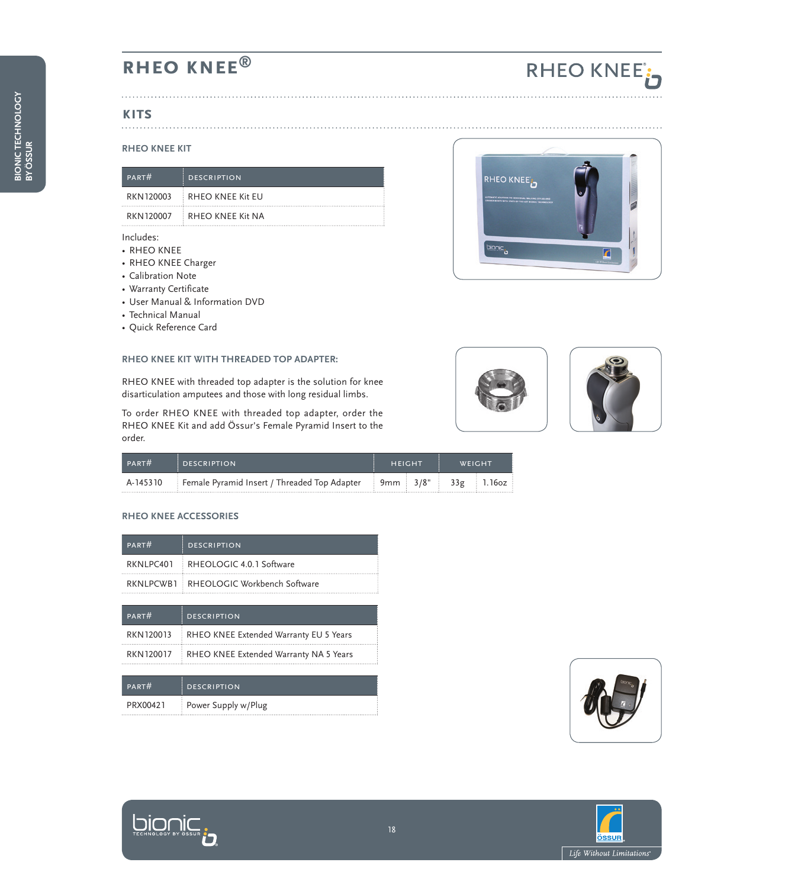# RHEO KNEE®

## KITS

### RHEO KNEE KIT

| PART# | DESCRIPTION |
|---|---|
| RKN120003 | RHEO KNEE Kit EU |
| RKN120007 | RHEO KNEE Kit NA |

Includes:

- RHEO KNEE
- RHEO KNEE Charger
- Calibration Note
- Warranty Certificate
- User Manual & Information DVD
- Technical Manual
- Quick Reference Card

### RHEO KNEE KIT WITH THREADED TOP ADAPTER:

RHEO KNEE with threaded top adapter is the solution for knee disarticulation amputees and those with long residual limbs.

To order RHEO KNEE with threaded top adapter, order the RHEO KNEE Kit and add Össur's Female Pyramid Insert to the order.

| PART# | DESCRIPTION | HEIGHT | | WEIGHT | |
|---|---|---|---|---|---|
| A-145310 | Female Pyramid Insert / Threaded Top Adapter | 9mm | 3/8" | 33g | 1.16oz |

### RHEO KNEE ACCESSORIES

| PART# | DESCRIPTION |
|---|---|
| RKNLPC401 | RHEOLOGIC 4.0.1 Software |
| RKNLPCWB1 | RHEOLOGIC Workbench Software |

| PART# | DESCRIPTION |
|---|---|
| RKN120013 | RHEO KNEE Extended Warranty EU 5 Years |
| RKN120017 | RHEO KNEE Extended Warranty NA 5 Years |

| PART# | DESCRIPTION |
|---|---|
| PRX00421 | Power Supply w/Plug |